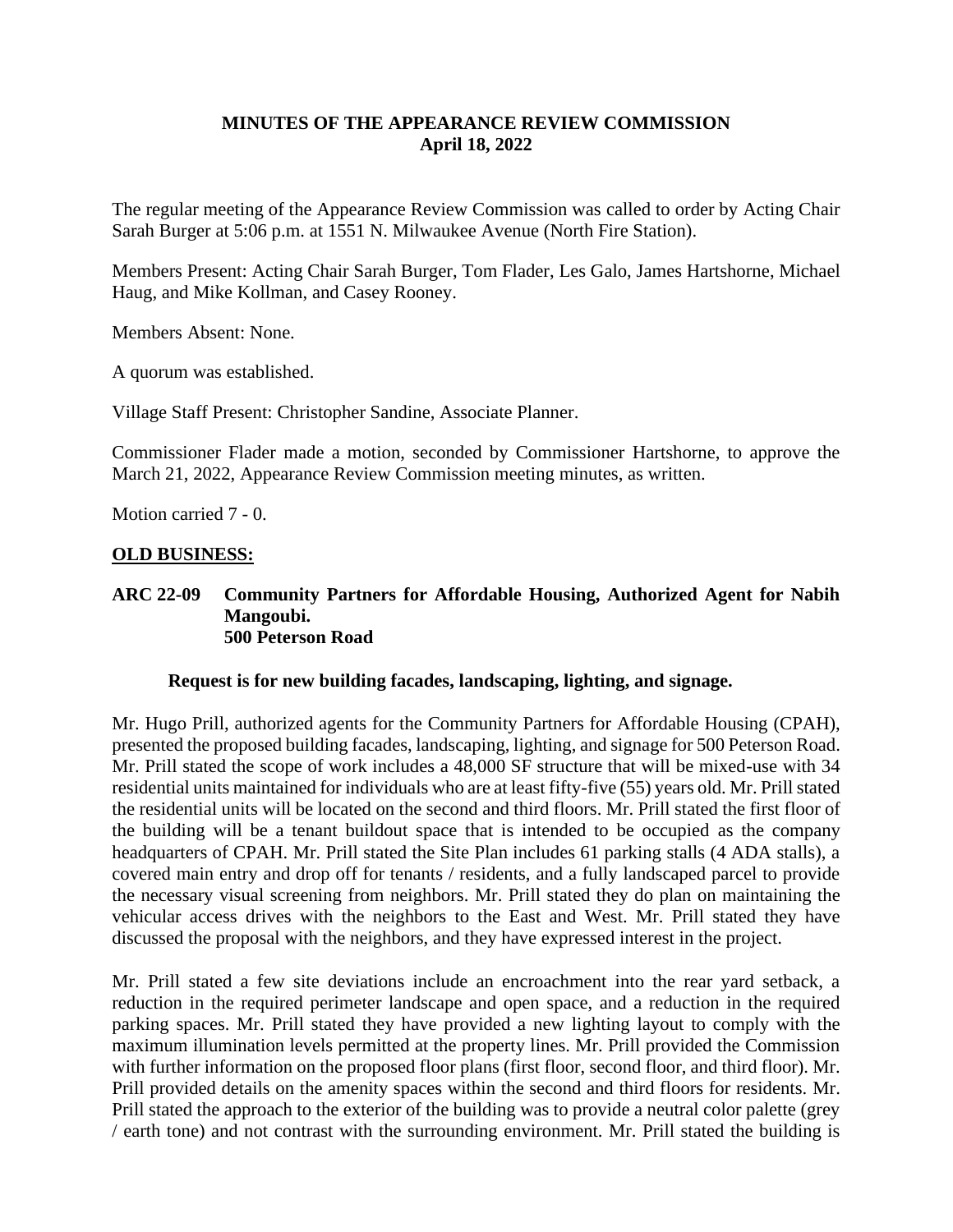# MINUTES OF THE APPEARANCE REVIEW COMMISSION
## April 18, 2022

The regular meeting of the Appearance Review Commission was called to order by Acting Chair Sarah Burger at 5:06 p.m. at 1551 N. Milwaukee Avenue (North Fire Station).

Members Present: Acting Chair Sarah Burger, Tom Flader, Les Galo, James Hartshorne, Michael Haug, and Mike Kollman, and Casey Rooney.

Members Absent: None.

A quorum was established.

Village Staff Present: Christopher Sandine, Associate Planner.

Commissioner Flader made a motion, seconded by Commissioner Hartshorne, to approve the March 21, 2022, Appearance Review Commission meeting minutes, as written.

Motion carried 7 - 0.

**OLD BUSINESS:**

**ARC 22-09 Community Partners for Affordable Housing, Authorized Agent for Nabih Mangoubi.**
**500 Peterson Road**

**Request is for new building facades, landscaping, lighting, and signage.**

Mr. Hugo Prill, authorized agents for the Community Partners for Affordable Housing (CPAH), presented the proposed building facades, landscaping, lighting, and signage for 500 Peterson Road. Mr. Prill stated the scope of work includes a 48,000 SF structure that will be mixed-use with 34 residential units maintained for individuals who are at least fifty-five (55) years old. Mr. Prill stated the residential units will be located on the second and third floors. Mr. Prill stated the first floor of the building will be a tenant buildout space that is intended to be occupied as the company headquarters of CPAH. Mr. Prill stated the Site Plan includes 61 parking stalls (4 ADA stalls), a covered main entry and drop off for tenants / residents, and a fully landscaped parcel to provide the necessary visual screening from neighbors. Mr. Prill stated they do plan on maintaining the vehicular access drives with the neighbors to the East and West. Mr. Prill stated they have discussed the proposal with the neighbors, and they have expressed interest in the project.

Mr. Prill stated a few site deviations include an encroachment into the rear yard setback, a reduction in the required perimeter landscape and open space, and a reduction in the required parking spaces. Mr. Prill stated they have provided a new lighting layout to comply with the maximum illumination levels permitted at the property lines. Mr. Prill provided the Commission with further information on the proposed floor plans (first floor, second floor, and third floor). Mr. Prill provided details on the amenity spaces within the second and third floors for residents. Mr. Prill stated the approach to the exterior of the building was to provide a neutral color palette (grey / earth tone) and not contrast with the surrounding environment. Mr. Prill stated the building is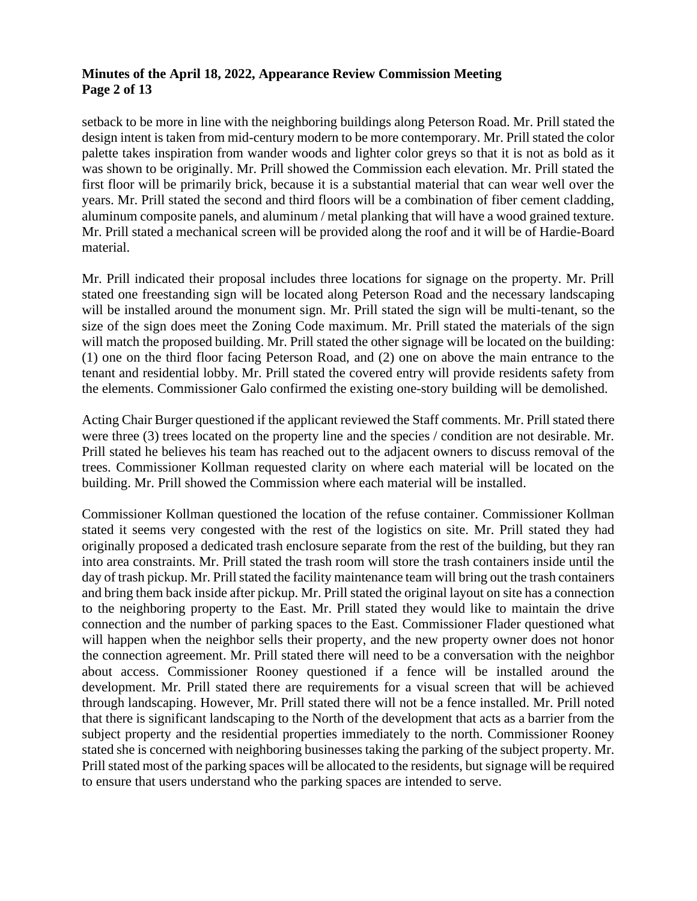setback to be more in line with the neighboring buildings along Peterson Road. Mr. Prill stated the design intent is taken from mid-century modern to be more contemporary. Mr. Prill stated the color palette takes inspiration from wander woods and lighter color greys so that it is not as bold as it was shown to be originally. Mr. Prill showed the Commission each elevation. Mr. Prill stated the first floor will be primarily brick, because it is a substantial material that can wear well over the years. Mr. Prill stated the second and third floors will be a combination of fiber cement cladding, aluminum composite panels, and aluminum / metal planking that will have a wood grained texture. Mr. Prill stated a mechanical screen will be provided along the roof and it will be of Hardie-Board material.

Mr. Prill indicated their proposal includes three locations for signage on the property. Mr. Prill stated one freestanding sign will be located along Peterson Road and the necessary landscaping will be installed around the monument sign. Mr. Prill stated the sign will be multi-tenant, so the size of the sign does meet the Zoning Code maximum. Mr. Prill stated the materials of the sign will match the proposed building. Mr. Prill stated the other signage will be located on the building: (1) one on the third floor facing Peterson Road, and (2) one on above the main entrance to the tenant and residential lobby. Mr. Prill stated the covered entry will provide residents safety from the elements. Commissioner Galo confirmed the existing one-story building will be demolished.

Acting Chair Burger questioned if the applicant reviewed the Staff comments. Mr. Prill stated there were three (3) trees located on the property line and the species / condition are not desirable. Mr. Prill stated he believes his team has reached out to the adjacent owners to discuss removal of the trees. Commissioner Kollman requested clarity on where each material will be located on the building. Mr. Prill showed the Commission where each material will be installed.

Commissioner Kollman questioned the location of the refuse container. Commissioner Kollman stated it seems very congested with the rest of the logistics on site. Mr. Prill stated they had originally proposed a dedicated trash enclosure separate from the rest of the building, but they ran into area constraints. Mr. Prill stated the trash room will store the trash containers inside until the day of trash pickup. Mr. Prill stated the facility maintenance team will bring out the trash containers and bring them back inside after pickup. Mr. Prill stated the original layout on site has a connection to the neighboring property to the East. Mr. Prill stated they would like to maintain the drive connection and the number of parking spaces to the East. Commissioner Flader questioned what will happen when the neighbor sells their property, and the new property owner does not honor the connection agreement. Mr. Prill stated there will need to be a conversation with the neighbor about access. Commissioner Rooney questioned if a fence will be installed around the development. Mr. Prill stated there are requirements for a visual screen that will be achieved through landscaping. However, Mr. Prill stated there will not be a fence installed. Mr. Prill noted that there is significant landscaping to the North of the development that acts as a barrier from the subject property and the residential properties immediately to the north. Commissioner Rooney stated she is concerned with neighboring businesses taking the parking of the subject property. Mr. Prill stated most of the parking spaces will be allocated to the residents, but signage will be required to ensure that users understand who the parking spaces are intended to serve.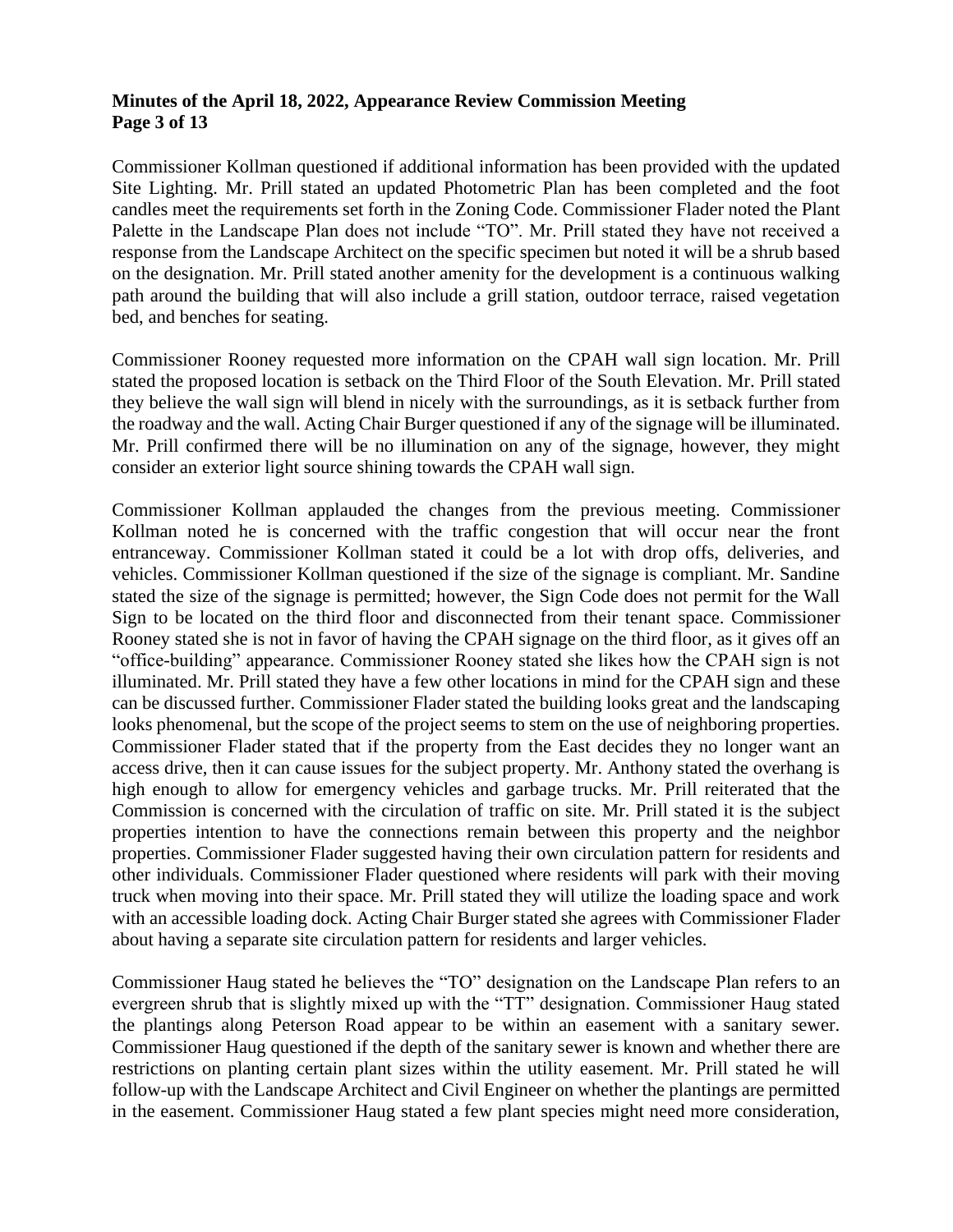Commissioner Kollman questioned if additional information has been provided with the updated Site Lighting. Mr. Prill stated an updated Photometric Plan has been completed and the foot candles meet the requirements set forth in the Zoning Code. Commissioner Flader noted the Plant Palette in the Landscape Plan does not include "TO". Mr. Prill stated they have not received a response from the Landscape Architect on the specific specimen but noted it will be a shrub based on the designation. Mr. Prill stated another amenity for the development is a continuous walking path around the building that will also include a grill station, outdoor terrace, raised vegetation bed, and benches for seating.

Commissioner Rooney requested more information on the CPAH wall sign location. Mr. Prill stated the proposed location is setback on the Third Floor of the South Elevation. Mr. Prill stated they believe the wall sign will blend in nicely with the surroundings, as it is setback further from the roadway and the wall. Acting Chair Burger questioned if any of the signage will be illuminated. Mr. Prill confirmed there will be no illumination on any of the signage, however, they might consider an exterior light source shining towards the CPAH wall sign.

Commissioner Kollman applauded the changes from the previous meeting. Commissioner Kollman noted he is concerned with the traffic congestion that will occur near the front entranceway. Commissioner Kollman stated it could be a lot with drop offs, deliveries, and vehicles. Commissioner Kollman questioned if the size of the signage is compliant. Mr. Sandine stated the size of the signage is permitted; however, the Sign Code does not permit for the Wall Sign to be located on the third floor and disconnected from their tenant space. Commissioner Rooney stated she is not in favor of having the CPAH signage on the third floor, as it gives off an "office-building" appearance. Commissioner Rooney stated she likes how the CPAH sign is not illuminated. Mr. Prill stated they have a few other locations in mind for the CPAH sign and these can be discussed further. Commissioner Flader stated the building looks great and the landscaping looks phenomenal, but the scope of the project seems to stem on the use of neighboring properties. Commissioner Flader stated that if the property from the East decides they no longer want an access drive, then it can cause issues for the subject property. Mr. Anthony stated the overhang is high enough to allow for emergency vehicles and garbage trucks. Mr. Prill reiterated that the Commission is concerned with the circulation of traffic on site. Mr. Prill stated it is the subject properties intention to have the connections remain between this property and the neighbor properties. Commissioner Flader suggested having their own circulation pattern for residents and other individuals. Commissioner Flader questioned where residents will park with their moving truck when moving into their space. Mr. Prill stated they will utilize the loading space and work with an accessible loading dock. Acting Chair Burger stated she agrees with Commissioner Flader about having a separate site circulation pattern for residents and larger vehicles.

Commissioner Haug stated he believes the "TO" designation on the Landscape Plan refers to an evergreen shrub that is slightly mixed up with the "TT" designation. Commissioner Haug stated the plantings along Peterson Road appear to be within an easement with a sanitary sewer. Commissioner Haug questioned if the depth of the sanitary sewer is known and whether there are restrictions on planting certain plant sizes within the utility easement. Mr. Prill stated he will follow-up with the Landscape Architect and Civil Engineer on whether the plantings are permitted in the easement. Commissioner Haug stated a few plant species might need more consideration,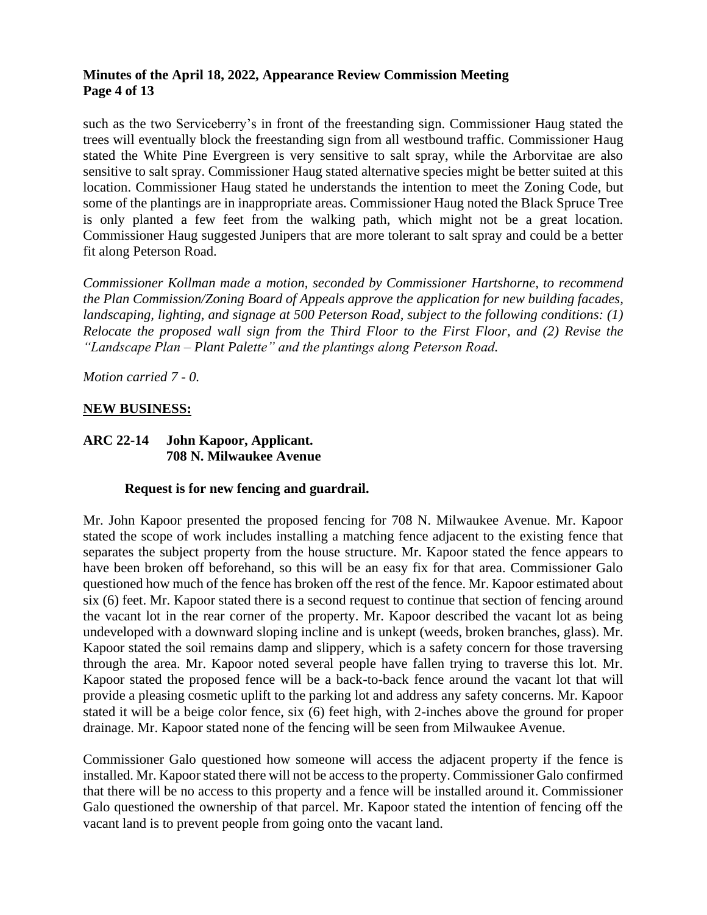such as the two Serviceberry's in front of the freestanding sign. Commissioner Haug stated the trees will eventually block the freestanding sign from all westbound traffic. Commissioner Haug stated the White Pine Evergreen is very sensitive to salt spray, while the Arborvitae are also sensitive to salt spray. Commissioner Haug stated alternative species might be better suited at this location. Commissioner Haug stated he understands the intention to meet the Zoning Code, but some of the plantings are in inappropriate areas. Commissioner Haug noted the Black Spruce Tree is only planted a few feet from the walking path, which might not be a great location. Commissioner Haug suggested Junipers that are more tolerant to salt spray and could be a better fit along Peterson Road.

*Commissioner Kollman made a motion, seconded by Commissioner Hartshorne, to recommend the Plan Commission/Zoning Board of Appeals approve the application for new building facades, landscaping, lighting, and signage at 500 Peterson Road, subject to the following conditions: (1) Relocate the proposed wall sign from the Third Floor to the First Floor, and (2) Revise the "Landscape Plan – Plant Palette" and the plantings along Peterson Road.*

*Motion carried 7 - 0.*

## NEW BUSINESS:

### ARC 22-14 John Kapoor, Applicant.
### 708 N. Milwaukee Avenue

**Request is for new fencing and guardrail.**

Mr. John Kapoor presented the proposed fencing for 708 N. Milwaukee Avenue. Mr. Kapoor stated the scope of work includes installing a matching fence adjacent to the existing fence that separates the subject property from the house structure. Mr. Kapoor stated the fence appears to have been broken off beforehand, so this will be an easy fix for that area. Commissioner Galo questioned how much of the fence has broken off the rest of the fence. Mr. Kapoor estimated about six (6) feet. Mr. Kapoor stated there is a second request to continue that section of fencing around the vacant lot in the rear corner of the property. Mr. Kapoor described the vacant lot as being undeveloped with a downward sloping incline and is unkept (weeds, broken branches, glass). Mr. Kapoor stated the soil remains damp and slippery, which is a safety concern for those traversing through the area. Mr. Kapoor noted several people have fallen trying to traverse this lot. Mr. Kapoor stated the proposed fence will be a back-to-back fence around the vacant lot that will provide a pleasing cosmetic uplift to the parking lot and address any safety concerns. Mr. Kapoor stated it will be a beige color fence, six (6) feet high, with 2-inches above the ground for proper drainage. Mr. Kapoor stated none of the fencing will be seen from Milwaukee Avenue.

Commissioner Galo questioned how someone will access the adjacent property if the fence is installed. Mr. Kapoor stated there will not be access to the property. Commissioner Galo confirmed that there will be no access to this property and a fence will be installed around it. Commissioner Galo questioned the ownership of that parcel. Mr. Kapoor stated the intention of fencing off the vacant land is to prevent people from going onto the vacant land.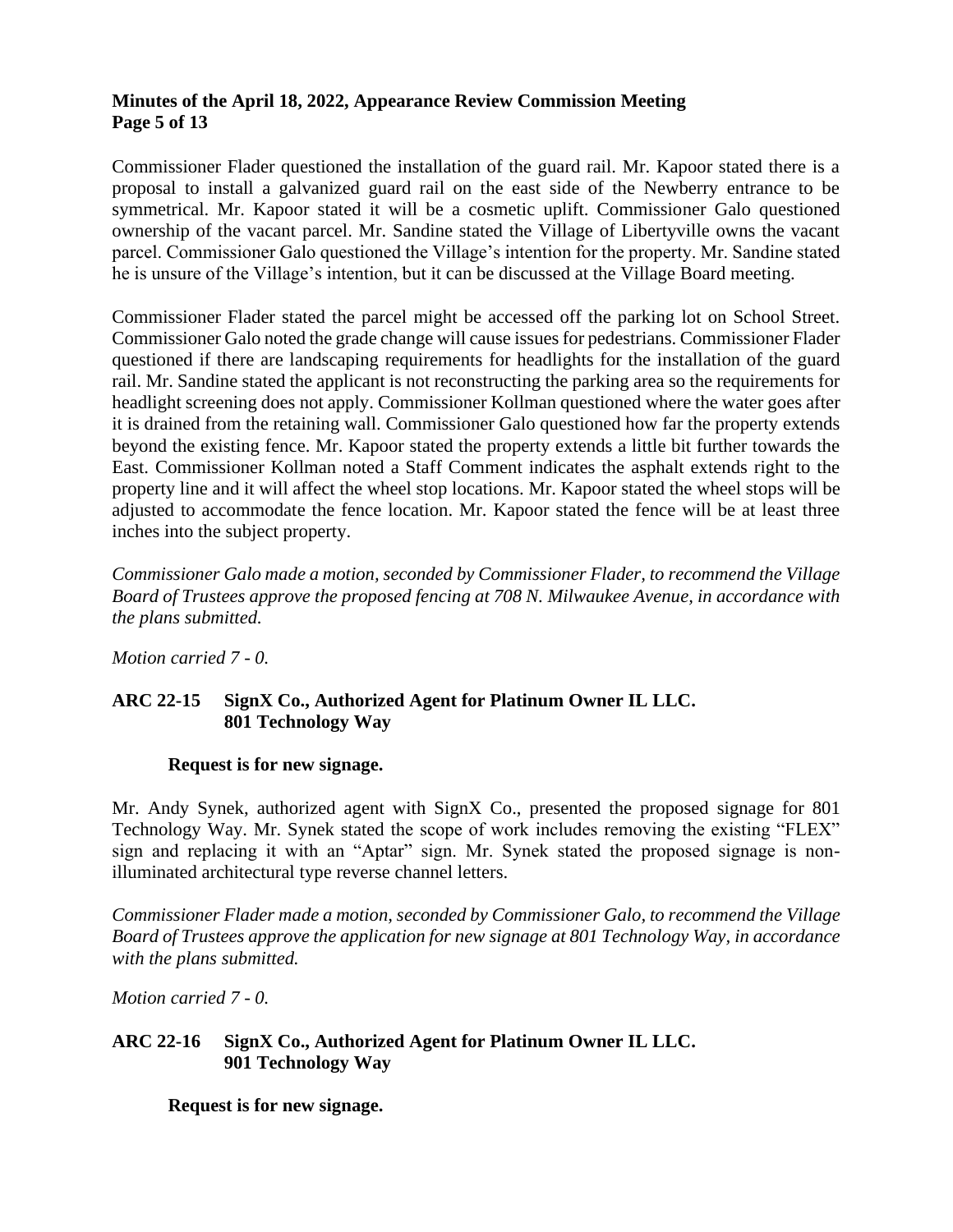Commissioner Flader questioned the installation of the guard rail. Mr. Kapoor stated there is a proposal to install a galvanized guard rail on the east side of the Newberry entrance to be symmetrical. Mr. Kapoor stated it will be a cosmetic uplift. Commissioner Galo questioned ownership of the vacant parcel. Mr. Sandine stated the Village of Libertyville owns the vacant parcel. Commissioner Galo questioned the Village's intention for the property. Mr. Sandine stated he is unsure of the Village's intention, but it can be discussed at the Village Board meeting.

Commissioner Flader stated the parcel might be accessed off the parking lot on School Street. Commissioner Galo noted the grade change will cause issues for pedestrians. Commissioner Flader questioned if there are landscaping requirements for headlights for the installation of the guard rail. Mr. Sandine stated the applicant is not reconstructing the parking area so the requirements for headlight screening does not apply. Commissioner Kollman questioned where the water goes after it is drained from the retaining wall. Commissioner Galo questioned how far the property extends beyond the existing fence. Mr. Kapoor stated the property extends a little bit further towards the East. Commissioner Kollman noted a Staff Comment indicates the asphalt extends right to the property line and it will affect the wheel stop locations. Mr. Kapoor stated the wheel stops will be adjusted to accommodate the fence location. Mr. Kapoor stated the fence will be at least three inches into the subject property.

*Commissioner Galo made a motion, seconded by Commissioner Flader, to recommend the Village Board of Trustees approve the proposed fencing at 708 N. Milwaukee Avenue, in accordance with the plans submitted.*

*Motion carried 7 - 0.*

**ARC 22-15 SignX Co., Authorized Agent for Platinum Owner IL LLC.**
**801 Technology Way**

**Request is for new signage.**

Mr. Andy Synek, authorized agent with SignX Co., presented the proposed signage for 801 Technology Way. Mr. Synek stated the scope of work includes removing the existing "FLEX" sign and replacing it with an "Aptar" sign. Mr. Synek stated the proposed signage is non-illuminated architectural type reverse channel letters.

*Commissioner Flader made a motion, seconded by Commissioner Galo, to recommend the Village Board of Trustees approve the application for new signage at 801 Technology Way, in accordance with the plans submitted.*

*Motion carried 7 - 0.*

**ARC 22-16 SignX Co., Authorized Agent for Platinum Owner IL LLC.**
**901 Technology Way**

**Request is for new signage.**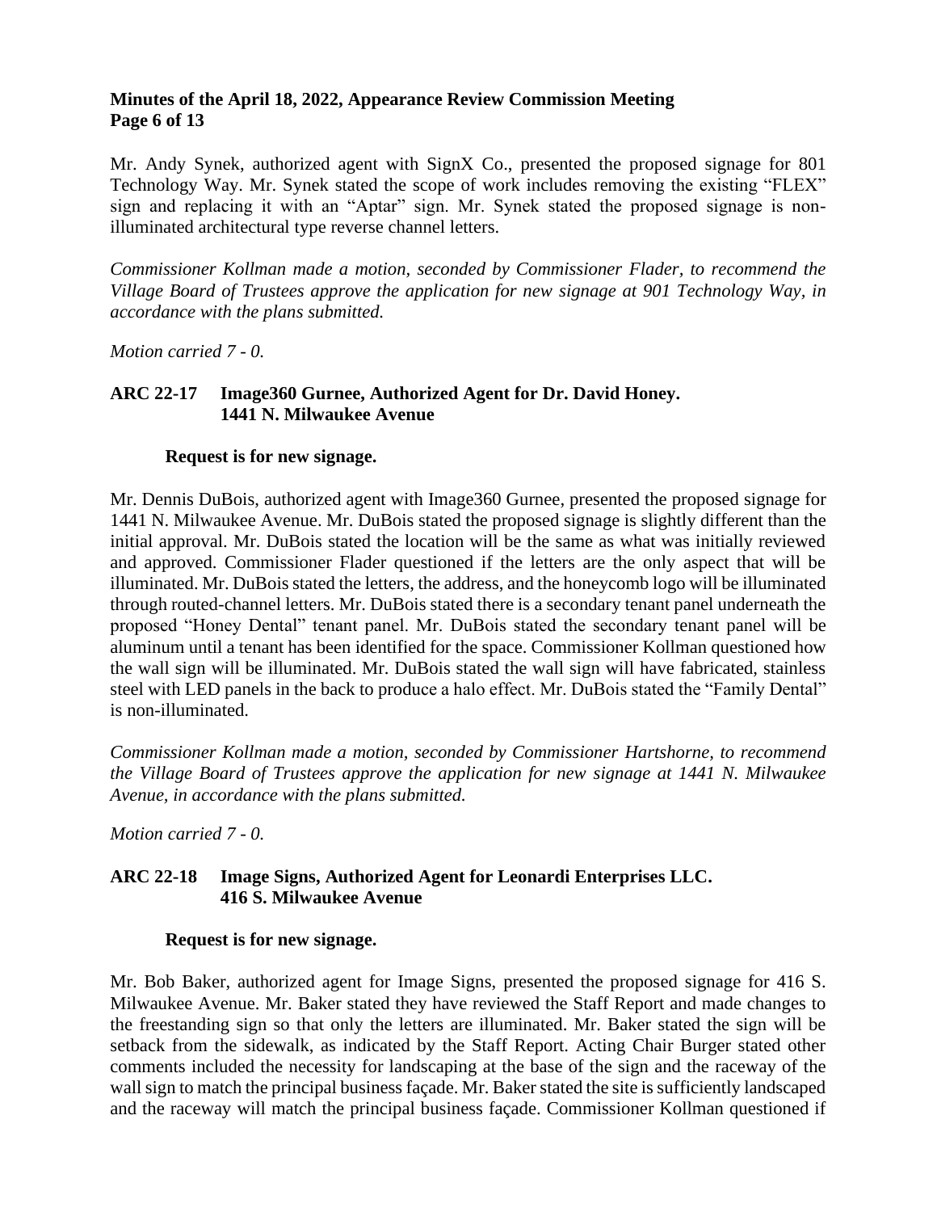Mr. Andy Synek, authorized agent with SignX Co., presented the proposed signage for 801 Technology Way. Mr. Synek stated the scope of work includes removing the existing "FLEX" sign and replacing it with an "Aptar" sign. Mr. Synek stated the proposed signage is non-illuminated architectural type reverse channel letters.

*Commissioner Kollman made a motion, seconded by Commissioner Flader, to recommend the Village Board of Trustees approve the application for new signage at 901 Technology Way, in accordance with the plans submitted.*

*Motion carried 7 - 0.*

**ARC 22-17 Image360 Gurnee, Authorized Agent for Dr. David Honey.**
**1441 N. Milwaukee Avenue**

**Request is for new signage.**

Mr. Dennis DuBois, authorized agent with Image360 Gurnee, presented the proposed signage for 1441 N. Milwaukee Avenue. Mr. DuBois stated the proposed signage is slightly different than the initial approval. Mr. DuBois stated the location will be the same as what was initially reviewed and approved. Commissioner Flader questioned if the letters are the only aspect that will be illuminated. Mr. DuBois stated the letters, the address, and the honeycomb logo will be illuminated through routed-channel letters. Mr. DuBois stated there is a secondary tenant panel underneath the proposed "Honey Dental" tenant panel. Mr. DuBois stated the secondary tenant panel will be aluminum until a tenant has been identified for the space. Commissioner Kollman questioned how the wall sign will be illuminated. Mr. DuBois stated the wall sign will have fabricated, stainless steel with LED panels in the back to produce a halo effect. Mr. DuBois stated the "Family Dental" is non-illuminated.

*Commissioner Kollman made a motion, seconded by Commissioner Hartshorne, to recommend the Village Board of Trustees approve the application for new signage at 1441 N. Milwaukee Avenue, in accordance with the plans submitted.*

*Motion carried 7 - 0.*

**ARC 22-18 Image Signs, Authorized Agent for Leonardi Enterprises LLC.**
**416 S. Milwaukee Avenue**

**Request is for new signage.**

Mr. Bob Baker, authorized agent for Image Signs, presented the proposed signage for 416 S. Milwaukee Avenue. Mr. Baker stated they have reviewed the Staff Report and made changes to the freestanding sign so that only the letters are illuminated. Mr. Baker stated the sign will be setback from the sidewalk, as indicated by the Staff Report. Acting Chair Burger stated other comments included the necessity for landscaping at the base of the sign and the raceway of the wall sign to match the principal business façade. Mr. Baker stated the site is sufficiently landscaped and the raceway will match the principal business façade. Commissioner Kollman questioned if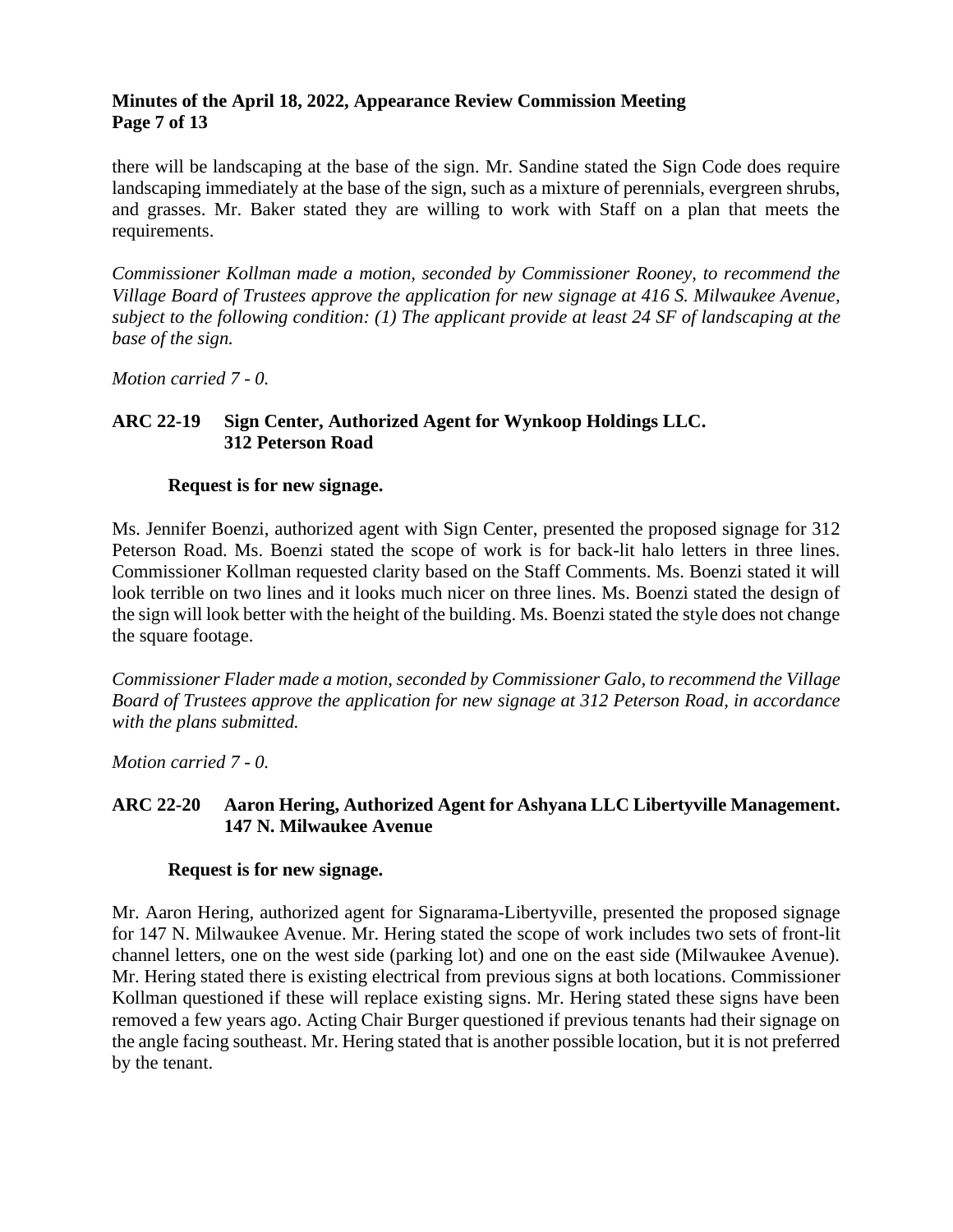there will be landscaping at the base of the sign. Mr. Sandine stated the Sign Code does require landscaping immediately at the base of the sign, such as a mixture of perennials, evergreen shrubs, and grasses. Mr. Baker stated they are willing to work with Staff on a plan that meets the requirements.

*Commissioner Kollman made a motion, seconded by Commissioner Rooney, to recommend the Village Board of Trustees approve the application for new signage at 416 S. Milwaukee Avenue, subject to the following condition: (1) The applicant provide at least 24 SF of landscaping at the base of the sign.*

*Motion carried 7 - 0.*

**ARC 22-19 Sign Center, Authorized Agent for Wynkoop Holdings LLC.
312 Peterson Road**

**Request is for new signage.**

Ms. Jennifer Boenzi, authorized agent with Sign Center, presented the proposed signage for 312 Peterson Road. Ms. Boenzi stated the scope of work is for back-lit halo letters in three lines. Commissioner Kollman requested clarity based on the Staff Comments. Ms. Boenzi stated it will look terrible on two lines and it looks much nicer on three lines. Ms. Boenzi stated the design of the sign will look better with the height of the building. Ms. Boenzi stated the style does not change the square footage.

*Commissioner Flader made a motion, seconded by Commissioner Galo, to recommend the Village Board of Trustees approve the application for new signage at 312 Peterson Road, in accordance with the plans submitted.*

*Motion carried 7 - 0.*

**ARC 22-20 Aaron Hering, Authorized Agent for Ashyana LLC Libertyville Management.
147 N. Milwaukee Avenue**

**Request is for new signage.**

Mr. Aaron Hering, authorized agent for Signarama-Libertyville, presented the proposed signage for 147 N. Milwaukee Avenue. Mr. Hering stated the scope of work includes two sets of front-lit channel letters, one on the west side (parking lot) and one on the east side (Milwaukee Avenue). Mr. Hering stated there is existing electrical from previous signs at both locations. Commissioner Kollman questioned if these will replace existing signs. Mr. Hering stated these signs have been removed a few years ago. Acting Chair Burger questioned if previous tenants had their signage on the angle facing southeast. Mr. Hering stated that is another possible location, but it is not preferred by the tenant.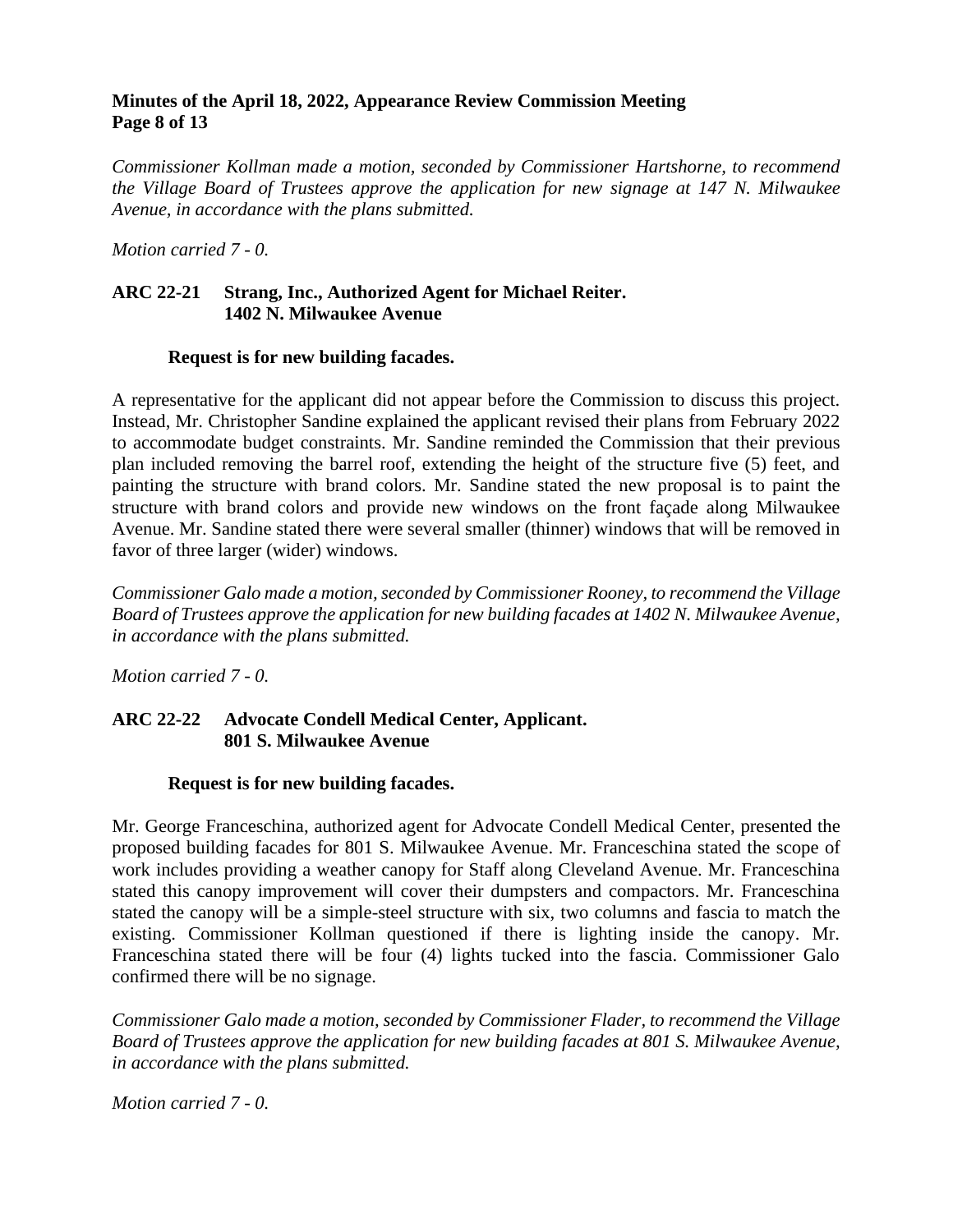*Commissioner Kollman made a motion, seconded by Commissioner Hartshorne, to recommend the Village Board of Trustees approve the application for new signage at 147 N. Milwaukee Avenue, in accordance with the plans submitted.*

*Motion carried 7 - 0.*

**ARC 22-21 Strang, Inc., Authorized Agent for Michael Reiter.
1402 N. Milwaukee Avenue**

**Request is for new building facades.**

A representative for the applicant did not appear before the Commission to discuss this project. Instead, Mr. Christopher Sandine explained the applicant revised their plans from February 2022 to accommodate budget constraints. Mr. Sandine reminded the Commission that their previous plan included removing the barrel roof, extending the height of the structure five (5) feet, and painting the structure with brand colors. Mr. Sandine stated the new proposal is to paint the structure with brand colors and provide new windows on the front façade along Milwaukee Avenue. Mr. Sandine stated there were several smaller (thinner) windows that will be removed in favor of three larger (wider) windows.

*Commissioner Galo made a motion, seconded by Commissioner Rooney, to recommend the Village Board of Trustees approve the application for new building facades at 1402 N. Milwaukee Avenue, in accordance with the plans submitted.*

*Motion carried 7 - 0.*

**ARC 22-22 Advocate Condell Medical Center, Applicant.
801 S. Milwaukee Avenue**

**Request is for new building facades.**

Mr. George Franceschina, authorized agent for Advocate Condell Medical Center, presented the proposed building facades for 801 S. Milwaukee Avenue. Mr. Franceschina stated the scope of work includes providing a weather canopy for Staff along Cleveland Avenue. Mr. Franceschina stated this canopy improvement will cover their dumpsters and compactors. Mr. Franceschina stated the canopy will be a simple-steel structure with six, two columns and fascia to match the existing. Commissioner Kollman questioned if there is lighting inside the canopy. Mr. Franceschina stated there will be four (4) lights tucked into the fascia. Commissioner Galo confirmed there will be no signage.

*Commissioner Galo made a motion, seconded by Commissioner Flader, to recommend the Village Board of Trustees approve the application for new building facades at 801 S. Milwaukee Avenue, in accordance with the plans submitted.*

*Motion carried 7 - 0.*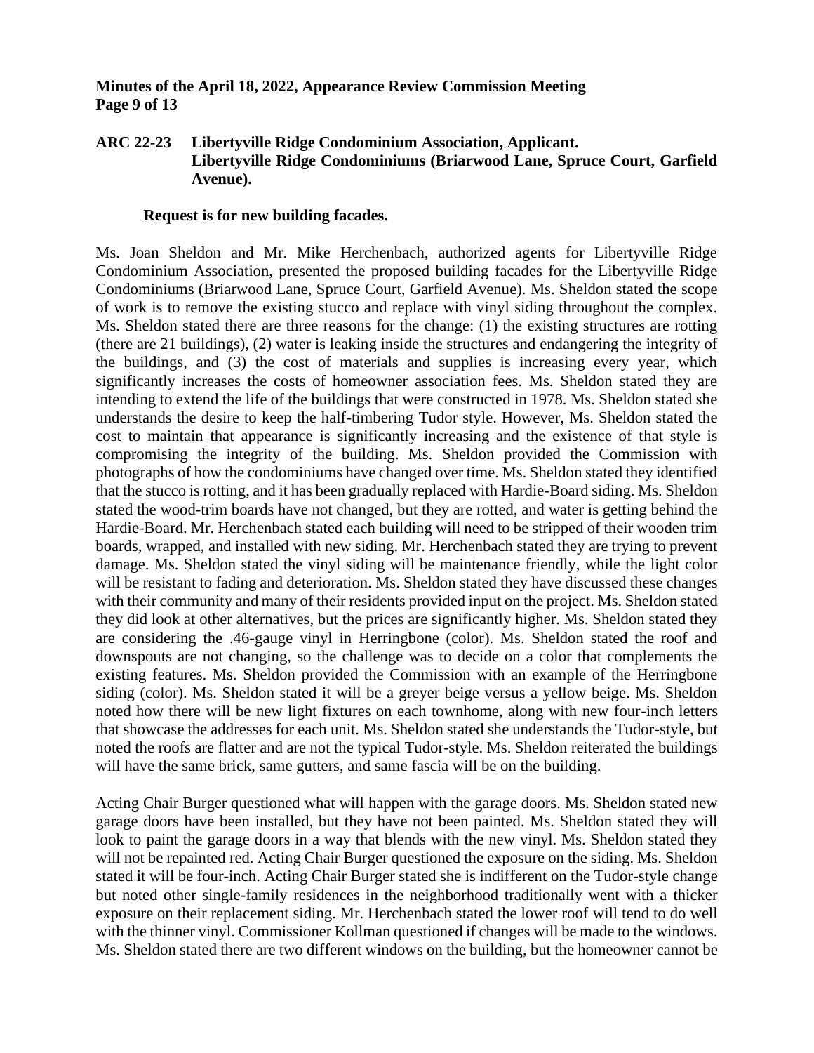**ARC 22-23 Libertyville Ridge Condominium Association, Applicant. Libertyville Ridge Condominiums (Briarwood Lane, Spruce Court, Garfield Avenue).**

**Request is for new building facades.**

Ms. Joan Sheldon and Mr. Mike Herchenbach, authorized agents for Libertyville Ridge Condominium Association, presented the proposed building facades for the Libertyville Ridge Condominiums (Briarwood Lane, Spruce Court, Garfield Avenue). Ms. Sheldon stated the scope of work is to remove the existing stucco and replace with vinyl siding throughout the complex. Ms. Sheldon stated there are three reasons for the change: (1) the existing structures are rotting (there are 21 buildings), (2) water is leaking inside the structures and endangering the integrity of the buildings, and (3) the cost of materials and supplies is increasing every year, which significantly increases the costs of homeowner association fees. Ms. Sheldon stated they are intending to extend the life of the buildings that were constructed in 1978. Ms. Sheldon stated she understands the desire to keep the half-timbering Tudor style. However, Ms. Sheldon stated the cost to maintain that appearance is significantly increasing and the existence of that style is compromising the integrity of the building. Ms. Sheldon provided the Commission with photographs of how the condominiums have changed over time. Ms. Sheldon stated they identified that the stucco is rotting, and it has been gradually replaced with Hardie-Board siding. Ms. Sheldon stated the wood-trim boards have not changed, but they are rotted, and water is getting behind the Hardie-Board. Mr. Herchenbach stated each building will need to be stripped of their wooden trim boards, wrapped, and installed with new siding. Mr. Herchenbach stated they are trying to prevent damage. Ms. Sheldon stated the vinyl siding will be maintenance friendly, while the light color will be resistant to fading and deterioration. Ms. Sheldon stated they have discussed these changes with their community and many of their residents provided input on the project. Ms. Sheldon stated they did look at other alternatives, but the prices are significantly higher. Ms. Sheldon stated they are considering the .46-gauge vinyl in Herringbone (color). Ms. Sheldon stated the roof and downspouts are not changing, so the challenge was to decide on a color that complements the existing features. Ms. Sheldon provided the Commission with an example of the Herringbone siding (color). Ms. Sheldon stated it will be a greyer beige versus a yellow beige. Ms. Sheldon noted how there will be new light fixtures on each townhome, along with new four-inch letters that showcase the addresses for each unit. Ms. Sheldon stated she understands the Tudor-style, but noted the roofs are flatter and are not the typical Tudor-style. Ms. Sheldon reiterated the buildings will have the same brick, same gutters, and same fascia will be on the building.

Acting Chair Burger questioned what will happen with the garage doors. Ms. Sheldon stated new garage doors have been installed, but they have not been painted. Ms. Sheldon stated they will look to paint the garage doors in a way that blends with the new vinyl. Ms. Sheldon stated they will not be repainted red. Acting Chair Burger questioned the exposure on the siding. Ms. Sheldon stated it will be four-inch. Acting Chair Burger stated she is indifferent on the Tudor-style change but noted other single-family residences in the neighborhood traditionally went with a thicker exposure on their replacement siding. Mr. Herchenbach stated the lower roof will tend to do well with the thinner vinyl. Commissioner Kollman questioned if changes will be made to the windows. Ms. Sheldon stated there are two different windows on the building, but the homeowner cannot be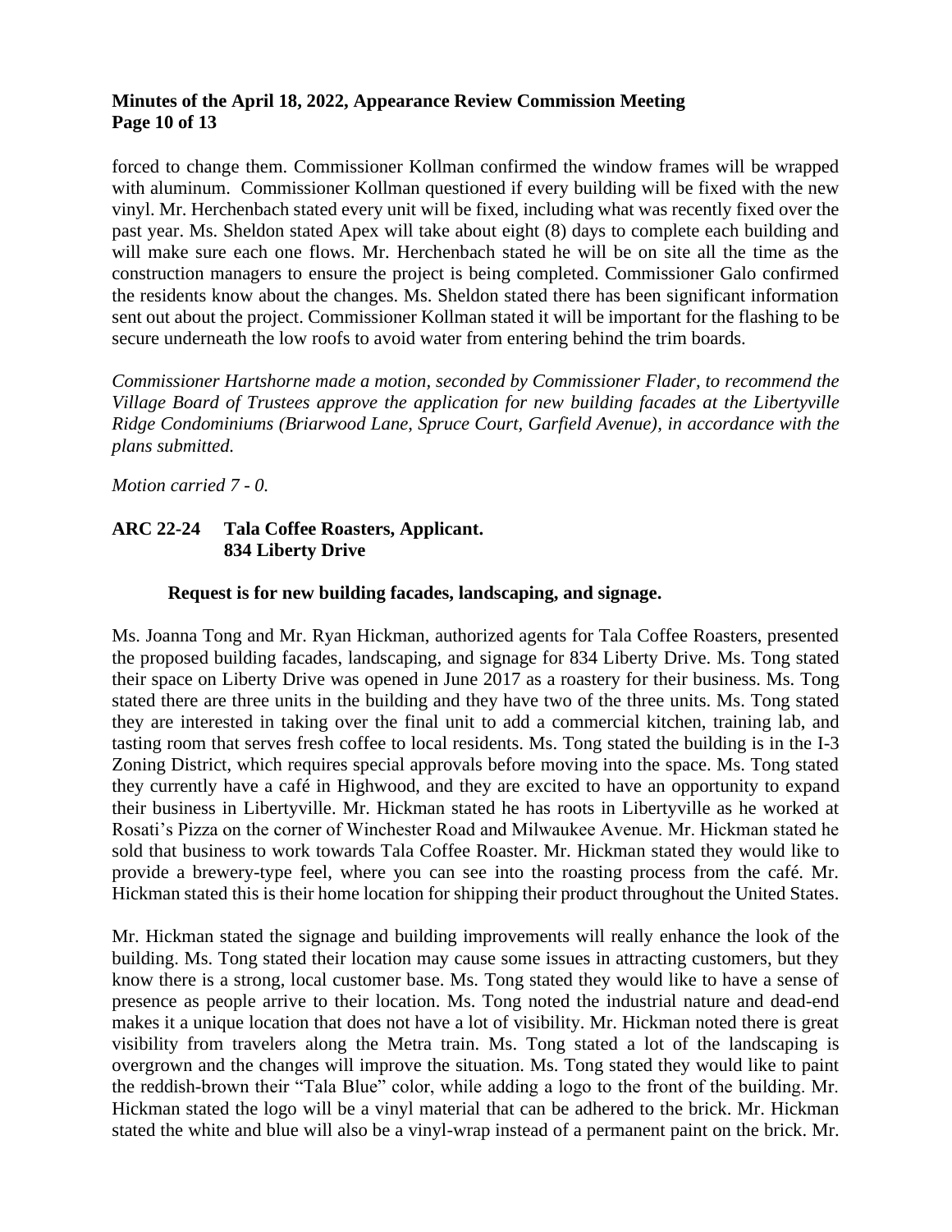forced to change them. Commissioner Kollman confirmed the window frames will be wrapped with aluminum. Commissioner Kollman questioned if every building will be fixed with the new vinyl. Mr. Herchenbach stated every unit will be fixed, including what was recently fixed over the past year. Ms. Sheldon stated Apex will take about eight (8) days to complete each building and will make sure each one flows. Mr. Herchenbach stated he will be on site all the time as the construction managers to ensure the project is being completed. Commissioner Galo confirmed the residents know about the changes. Ms. Sheldon stated there has been significant information sent out about the project. Commissioner Kollman stated it will be important for the flashing to be secure underneath the low roofs to avoid water from entering behind the trim boards.

*Commissioner Hartshorne made a motion, seconded by Commissioner Flader, to recommend the Village Board of Trustees approve the application for new building facades at the Libertyville Ridge Condominiums (Briarwood Lane, Spruce Court, Garfield Avenue), in accordance with the plans submitted.*

*Motion carried 7 - 0.*

**ARC 22-24 Tala Coffee Roasters, Applicant.**
**834 Liberty Drive**

**Request is for new building facades, landscaping, and signage.**

Ms. Joanna Tong and Mr. Ryan Hickman, authorized agents for Tala Coffee Roasters, presented the proposed building facades, landscaping, and signage for 834 Liberty Drive. Ms. Tong stated their space on Liberty Drive was opened in June 2017 as a roastery for their business. Ms. Tong stated there are three units in the building and they have two of the three units. Ms. Tong stated they are interested in taking over the final unit to add a commercial kitchen, training lab, and tasting room that serves fresh coffee to local residents. Ms. Tong stated the building is in the I-3 Zoning District, which requires special approvals before moving into the space. Ms. Tong stated they currently have a café in Highwood, and they are excited to have an opportunity to expand their business in Libertyville. Mr. Hickman stated he has roots in Libertyville as he worked at Rosati's Pizza on the corner of Winchester Road and Milwaukee Avenue. Mr. Hickman stated he sold that business to work towards Tala Coffee Roaster. Mr. Hickman stated they would like to provide a brewery-type feel, where you can see into the roasting process from the café. Mr. Hickman stated this is their home location for shipping their product throughout the United States.

Mr. Hickman stated the signage and building improvements will really enhance the look of the building. Ms. Tong stated their location may cause some issues in attracting customers, but they know there is a strong, local customer base. Ms. Tong stated they would like to have a sense of presence as people arrive to their location. Ms. Tong noted the industrial nature and dead-end makes it a unique location that does not have a lot of visibility. Mr. Hickman noted there is great visibility from travelers along the Metra train. Ms. Tong stated a lot of the landscaping is overgrown and the changes will improve the situation. Ms. Tong stated they would like to paint the reddish-brown their "Tala Blue" color, while adding a logo to the front of the building. Mr. Hickman stated the logo will be a vinyl material that can be adhered to the brick. Mr. Hickman stated the white and blue will also be a vinyl-wrap instead of a permanent paint on the brick. Mr.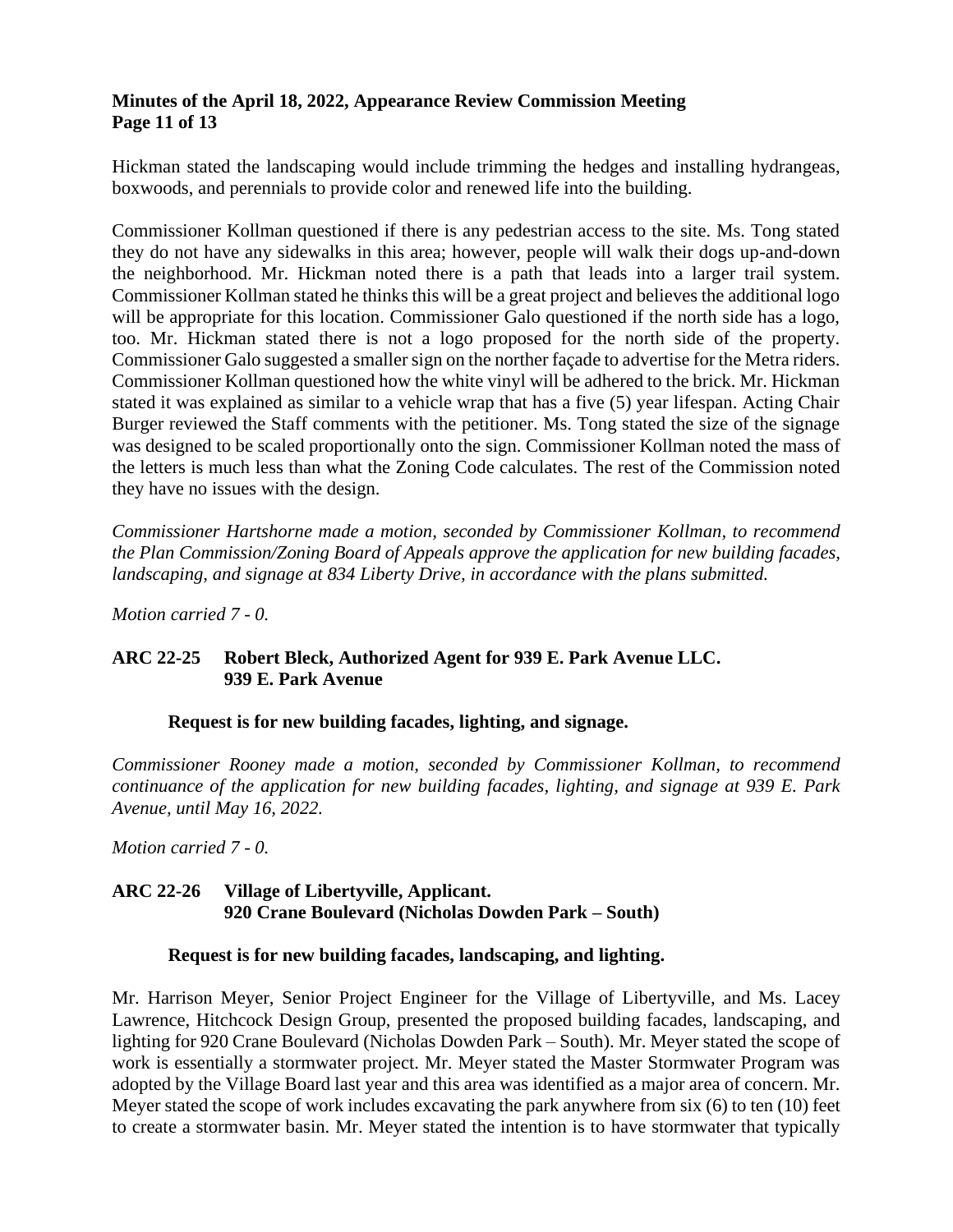Hickman stated the landscaping would include trimming the hedges and installing hydrangeas, boxwoods, and perennials to provide color and renewed life into the building.

Commissioner Kollman questioned if there is any pedestrian access to the site. Ms. Tong stated they do not have any sidewalks in this area; however, people will walk their dogs up-and-down the neighborhood. Mr. Hickman noted there is a path that leads into a larger trail system. Commissioner Kollman stated he thinks this will be a great project and believes the additional logo will be appropriate for this location. Commissioner Galo questioned if the north side has a logo, too. Mr. Hickman stated there is not a logo proposed for the north side of the property. Commissioner Galo suggested a smaller sign on the norther façade to advertise for the Metra riders. Commissioner Kollman questioned how the white vinyl will be adhered to the brick. Mr. Hickman stated it was explained as similar to a vehicle wrap that has a five (5) year lifespan. Acting Chair Burger reviewed the Staff comments with the petitioner. Ms. Tong stated the size of the signage was designed to be scaled proportionally onto the sign. Commissioner Kollman noted the mass of the letters is much less than what the Zoning Code calculates. The rest of the Commission noted they have no issues with the design.

*Commissioner Hartshorne made a motion, seconded by Commissioner Kollman, to recommend the Plan Commission/Zoning Board of Appeals approve the application for new building facades, landscaping, and signage at 834 Liberty Drive, in accordance with the plans submitted.*

*Motion carried 7 - 0.*

**ARC 22-25 Robert Bleck, Authorized Agent for 939 E. Park Avenue LLC.**
**939 E. Park Avenue**

**Request is for new building facades, lighting, and signage.**

*Commissioner Rooney made a motion, seconded by Commissioner Kollman, to recommend continuance of the application for new building facades, lighting, and signage at 939 E. Park Avenue, until May 16, 2022.*

*Motion carried 7 - 0.*

**ARC 22-26 Village of Libertyville, Applicant.**
**920 Crane Boulevard (Nicholas Dowden Park – South)**

**Request is for new building facades, landscaping, and lighting.**

Mr. Harrison Meyer, Senior Project Engineer for the Village of Libertyville, and Ms. Lacey Lawrence, Hitchcock Design Group, presented the proposed building facades, landscaping, and lighting for 920 Crane Boulevard (Nicholas Dowden Park – South). Mr. Meyer stated the scope of work is essentially a stormwater project. Mr. Meyer stated the Master Stormwater Program was adopted by the Village Board last year and this area was identified as a major area of concern. Mr. Meyer stated the scope of work includes excavating the park anywhere from six (6) to ten (10) feet to create a stormwater basin. Mr. Meyer stated the intention is to have stormwater that typically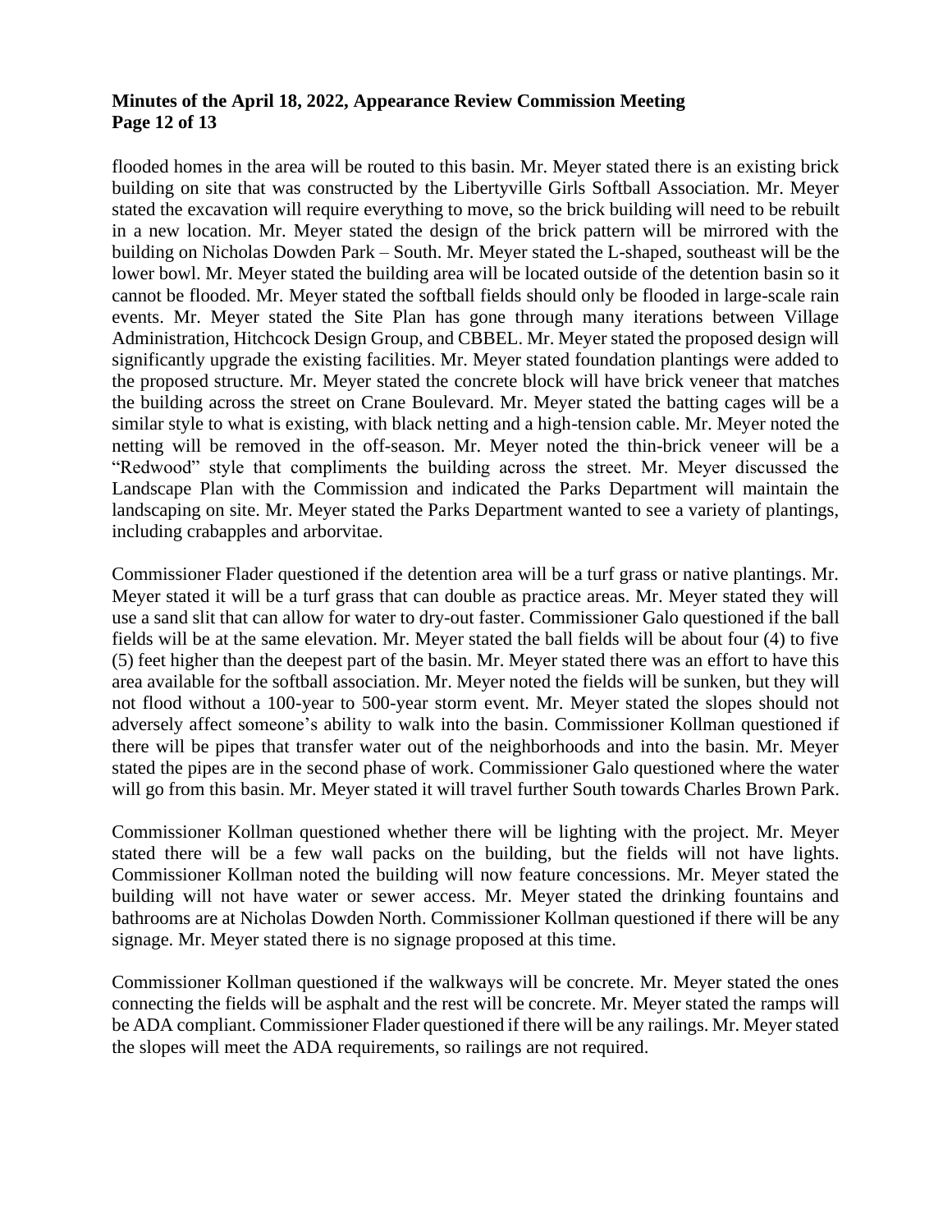flooded homes in the area will be routed to this basin. Mr. Meyer stated there is an existing brick building on site that was constructed by the Libertyville Girls Softball Association. Mr. Meyer stated the excavation will require everything to move, so the brick building will need to be rebuilt in a new location. Mr. Meyer stated the design of the brick pattern will be mirrored with the building on Nicholas Dowden Park – South. Mr. Meyer stated the L-shaped, southeast will be the lower bowl. Mr. Meyer stated the building area will be located outside of the detention basin so it cannot be flooded. Mr. Meyer stated the softball fields should only be flooded in large-scale rain events. Mr. Meyer stated the Site Plan has gone through many iterations between Village Administration, Hitchcock Design Group, and CBBEL. Mr. Meyer stated the proposed design will significantly upgrade the existing facilities. Mr. Meyer stated foundation plantings were added to the proposed structure. Mr. Meyer stated the concrete block will have brick veneer that matches the building across the street on Crane Boulevard. Mr. Meyer stated the batting cages will be a similar style to what is existing, with black netting and a high-tension cable. Mr. Meyer noted the netting will be removed in the off-season. Mr. Meyer noted the thin-brick veneer will be a "Redwood" style that compliments the building across the street. Mr. Meyer discussed the Landscape Plan with the Commission and indicated the Parks Department will maintain the landscaping on site. Mr. Meyer stated the Parks Department wanted to see a variety of plantings, including crabapples and arborvitae.

Commissioner Flader questioned if the detention area will be a turf grass or native plantings. Mr. Meyer stated it will be a turf grass that can double as practice areas. Mr. Meyer stated they will use a sand slit that can allow for water to dry-out faster. Commissioner Galo questioned if the ball fields will be at the same elevation. Mr. Meyer stated the ball fields will be about four (4) to five (5) feet higher than the deepest part of the basin. Mr. Meyer stated there was an effort to have this area available for the softball association. Mr. Meyer noted the fields will be sunken, but they will not flood without a 100-year to 500-year storm event. Mr. Meyer stated the slopes should not adversely affect someone's ability to walk into the basin. Commissioner Kollman questioned if there will be pipes that transfer water out of the neighborhoods and into the basin. Mr. Meyer stated the pipes are in the second phase of work. Commissioner Galo questioned where the water will go from this basin. Mr. Meyer stated it will travel further South towards Charles Brown Park.

Commissioner Kollman questioned whether there will be lighting with the project. Mr. Meyer stated there will be a few wall packs on the building, but the fields will not have lights. Commissioner Kollman noted the building will now feature concessions. Mr. Meyer stated the building will not have water or sewer access. Mr. Meyer stated the drinking fountains and bathrooms are at Nicholas Dowden North. Commissioner Kollman questioned if there will be any signage. Mr. Meyer stated there is no signage proposed at this time.

Commissioner Kollman questioned if the walkways will be concrete. Mr. Meyer stated the ones connecting the fields will be asphalt and the rest will be concrete. Mr. Meyer stated the ramps will be ADA compliant. Commissioner Flader questioned if there will be any railings. Mr. Meyer stated the slopes will meet the ADA requirements, so railings are not required.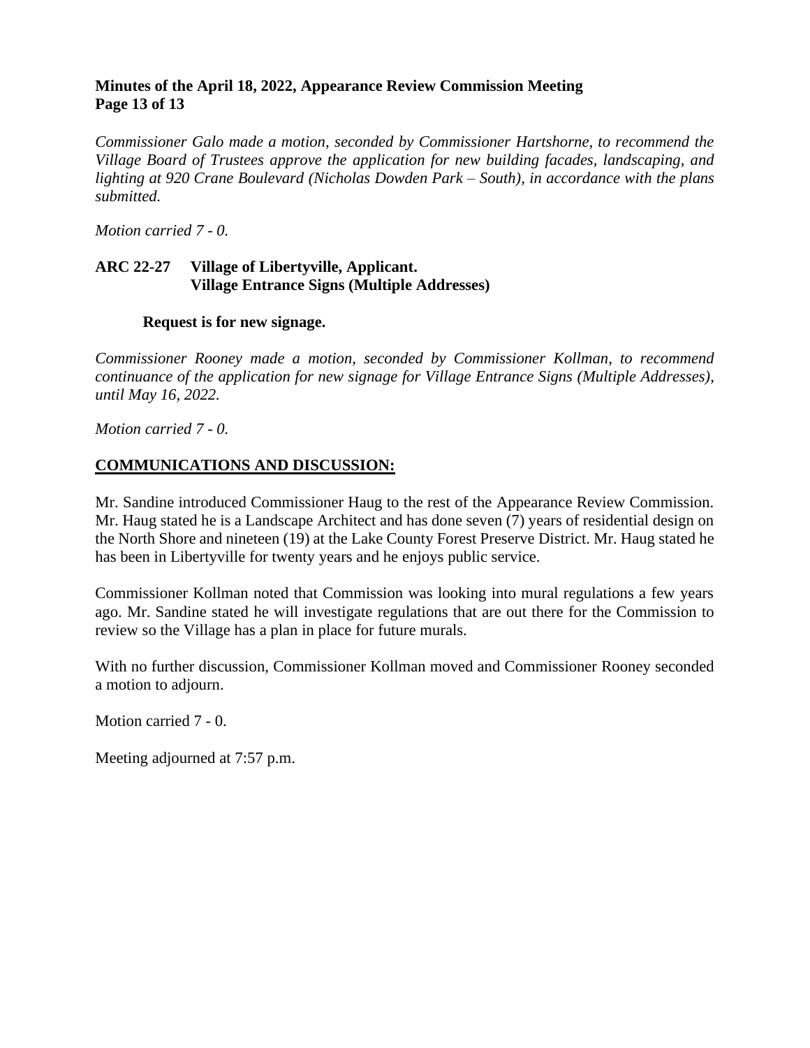*Commissioner Galo made a motion, seconded by Commissioner Hartshorne, to recommend the Village Board of Trustees approve the application for new building facades, landscaping, and lighting at 920 Crane Boulevard (Nicholas Dowden Park – South), in accordance with the plans submitted.*

*Motion carried 7 - 0.*

**ARC 22-27 Village of Libertyville, Applicant.**
**Village Entrance Signs (Multiple Addresses)**

**Request is for new signage.**

*Commissioner Rooney made a motion, seconded by Commissioner Kollman, to recommend continuance of the application for new signage for Village Entrance Signs (Multiple Addresses), until May 16, 2022.*

*Motion carried 7 - 0.*

## COMMUNICATIONS AND DISCUSSION:

Mr. Sandine introduced Commissioner Haug to the rest of the Appearance Review Commission. Mr. Haug stated he is a Landscape Architect and has done seven (7) years of residential design on the North Shore and nineteen (19) at the Lake County Forest Preserve District. Mr. Haug stated he has been in Libertyville for twenty years and he enjoys public service.

Commissioner Kollman noted that Commission was looking into mural regulations a few years ago. Mr. Sandine stated he will investigate regulations that are out there for the Commission to review so the Village has a plan in place for future murals.

With no further discussion, Commissioner Kollman moved and Commissioner Rooney seconded a motion to adjourn.

Motion carried 7 - 0.

Meeting adjourned at 7:57 p.m.